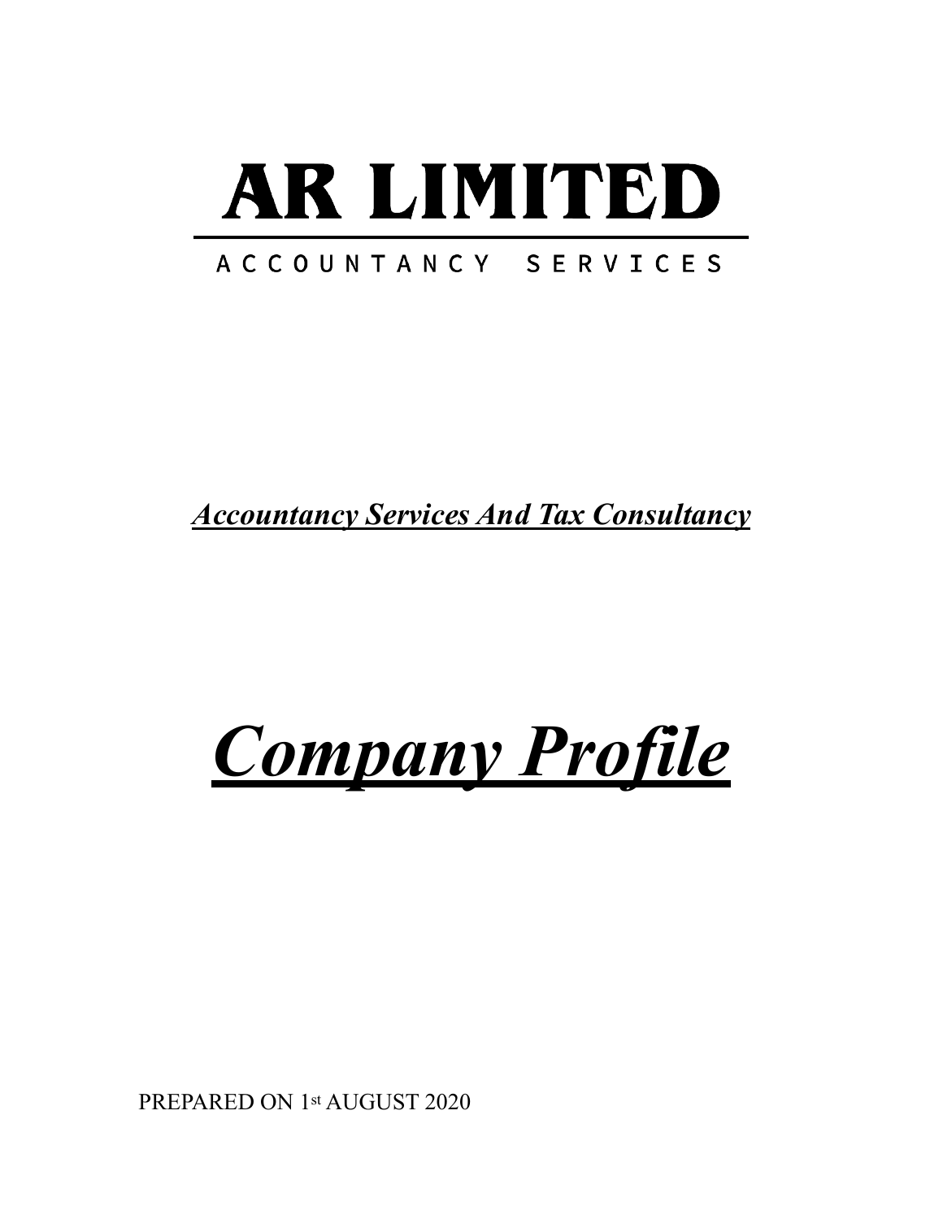# AR LIMITED

ACCOUNTANCY SERVICES

***Accountancy Services And Tax Consultancy***

# ***Company Profile***

PREPARED ON 1st AUGUST 2020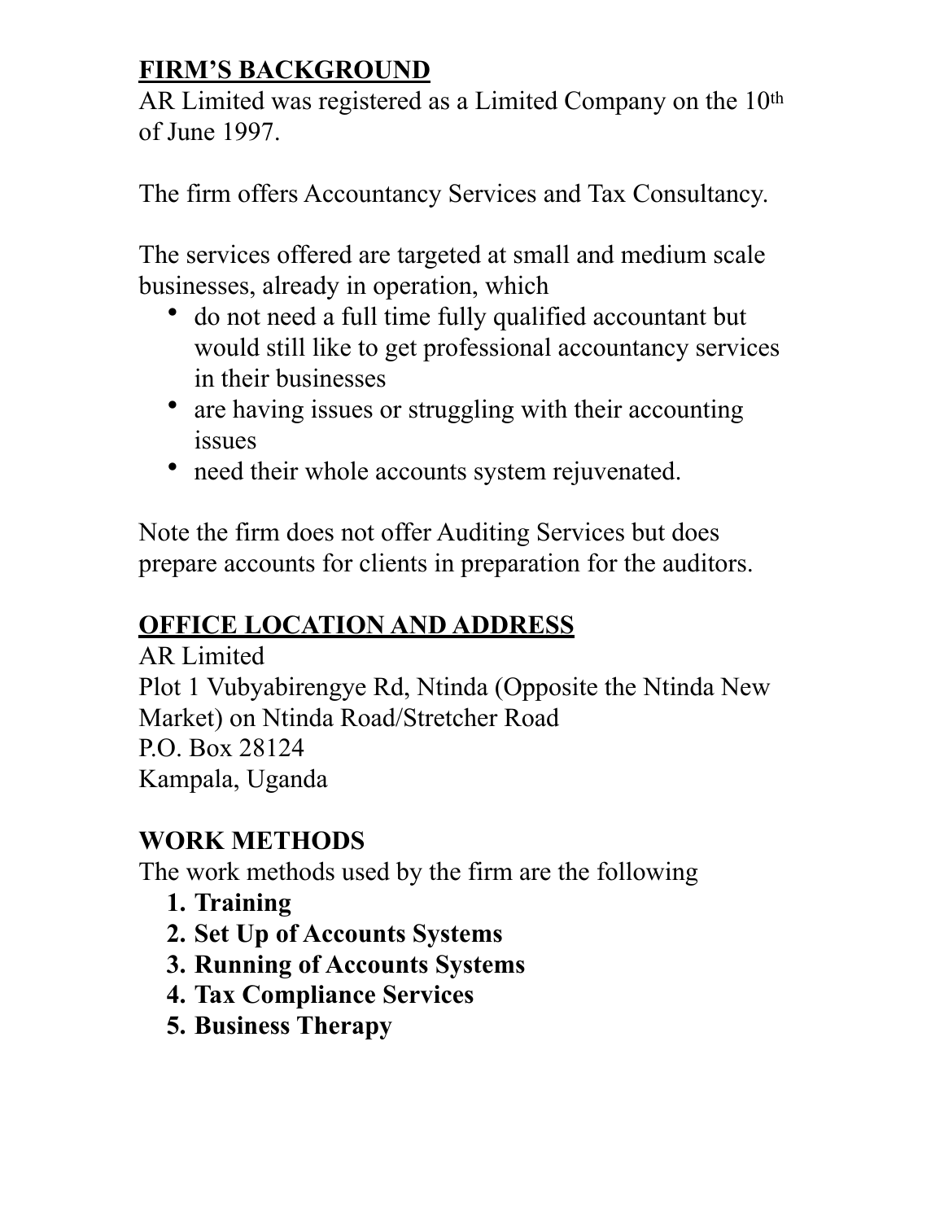## FIRM'S BACKGROUND

AR Limited was registered as a Limited Company on the 10th of June 1997.

The firm offers Accountancy Services and Tax Consultancy.

The services offered are targeted at small and medium scale businesses, already in operation, which

- do not need a full time fully qualified accountant but would still like to get professional accountancy services in their businesses
- are having issues or struggling with their accounting issues
- need their whole accounts system rejuvenated.

Note the firm does not offer Auditing Services but does prepare accounts for clients in preparation for the auditors.

## OFFICE LOCATION AND ADDRESS

AR Limited
Plot 1 Vubyabirengye Rd, Ntinda (Opposite the Ntinda New Market) on Ntinda Road/Stretcher Road
P.O. Box 28124
Kampala, Uganda

## WORK METHODS

The work methods used by the firm are the following

1. **Training**
2. **Set Up of Accounts Systems**
3. **Running of Accounts Systems**
4. **Tax Compliance Services**
5. **Business Therapy**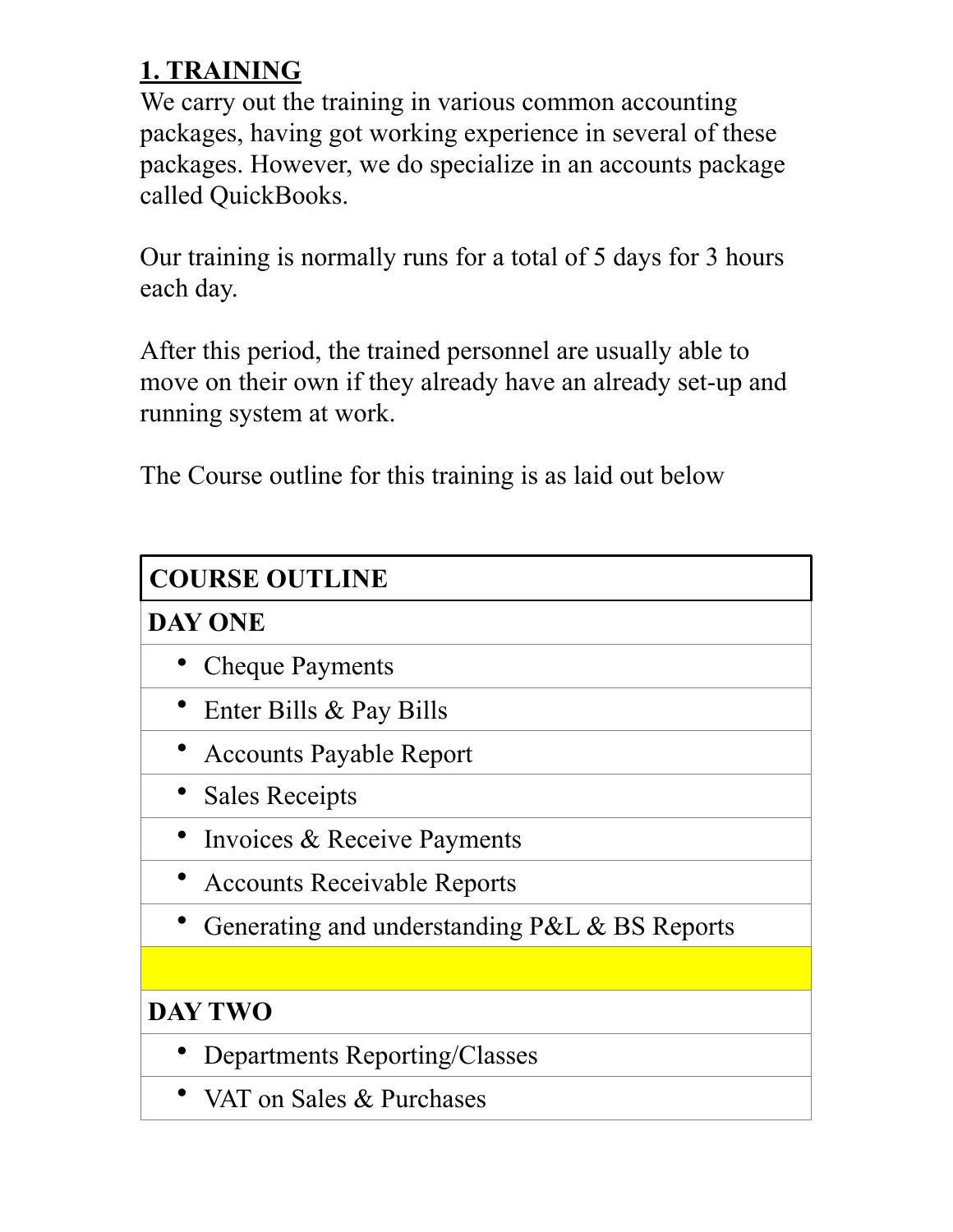## 1. TRAINING

We carry out the training in various common accounting packages, having got working experience in several of these packages. However, we do specialize in an accounts package called QuickBooks.

Our training is normally runs for a total of 5 days for 3 hours each day.

After this period, the trained personnel are usually able to move on their own if they already have an already set-up and running system at work.

The Course outline for this training is as laid out below

| **COURSE OUTLINE** |
|---|
| **DAY ONE** |
| • Cheque Payments |
| • Enter Bills & Pay Bills |
| • Accounts Payable Report |
| • Sales Receipts |
| • Invoices & Receive Payments |
| • Accounts Receivable Reports |
| • Generating and understanding P&L & BS Reports |
| |
| **DAY TWO** |
| • Departments Reporting/Classes |
| • VAT on Sales & Purchases |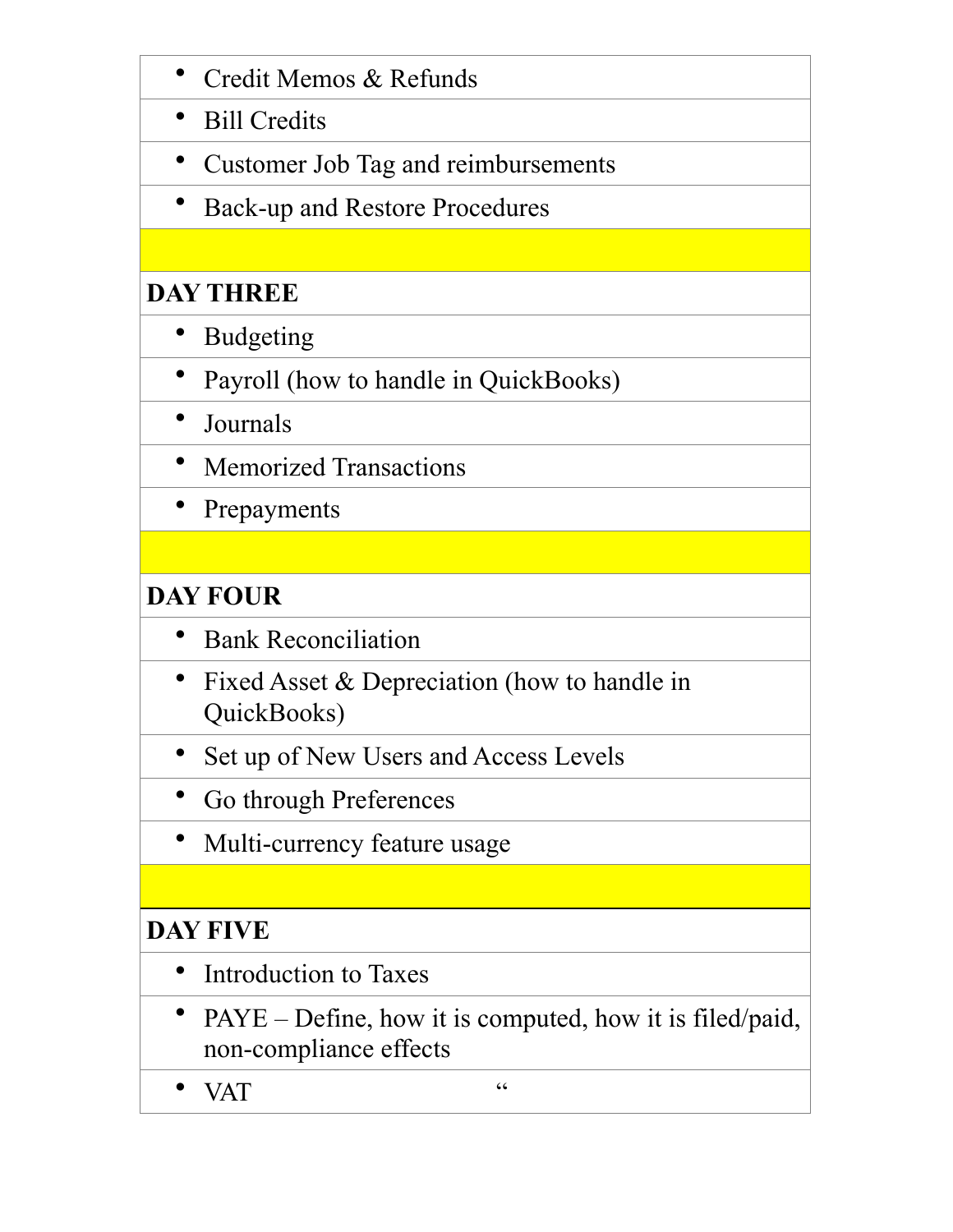| |
|---|
| • Credit Memos & Refunds |
| • Bill Credits |
| • Customer Job Tag and reimbursements |
| • Back-up and Restore Procedures |
| |
| **DAY THREE** |
| • Budgeting |
| • Payroll (how to handle in QuickBooks) |
| • Journals |
| • Memorized Transactions |
| • Prepayments |
| |
| **DAY FOUR** |
| • Bank Reconciliation |
| • Fixed Asset & Depreciation (how to handle in QuickBooks) |
| • Set up of New Users and Access Levels |
| • Go through Preferences |
| • Multi-currency feature usage |
| |
| **DAY FIVE** |
| • Introduction to Taxes |
| • PAYE – Define, how it is computed, how it is filed/paid, non-compliance effects |
| • VAT " |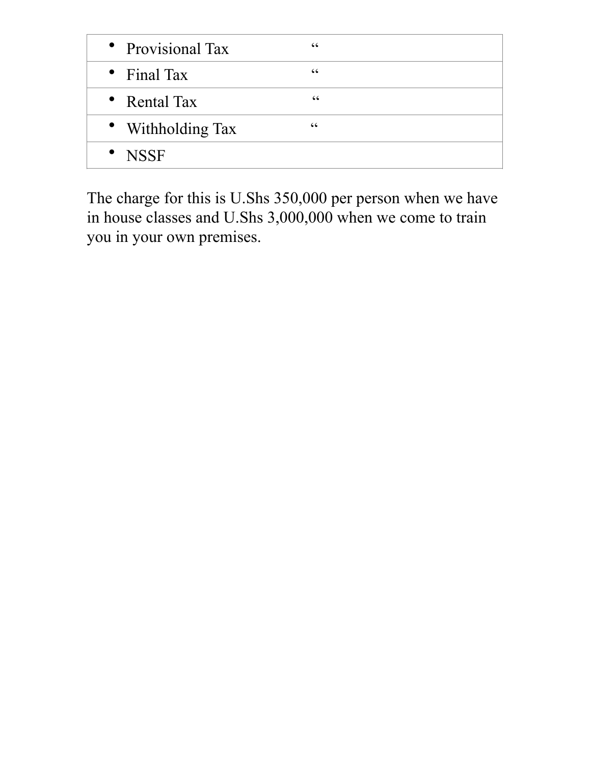| | |
|---|---|
| • Provisional Tax | “ |
| • Final Tax | “ |
| • Rental Tax | “ |
| • Withholding Tax | “ |
| • NSSF | |

The charge for this is U.Shs 350,000 per person when we have in house classes and U.Shs 3,000,000 when we come to train you in your own premises.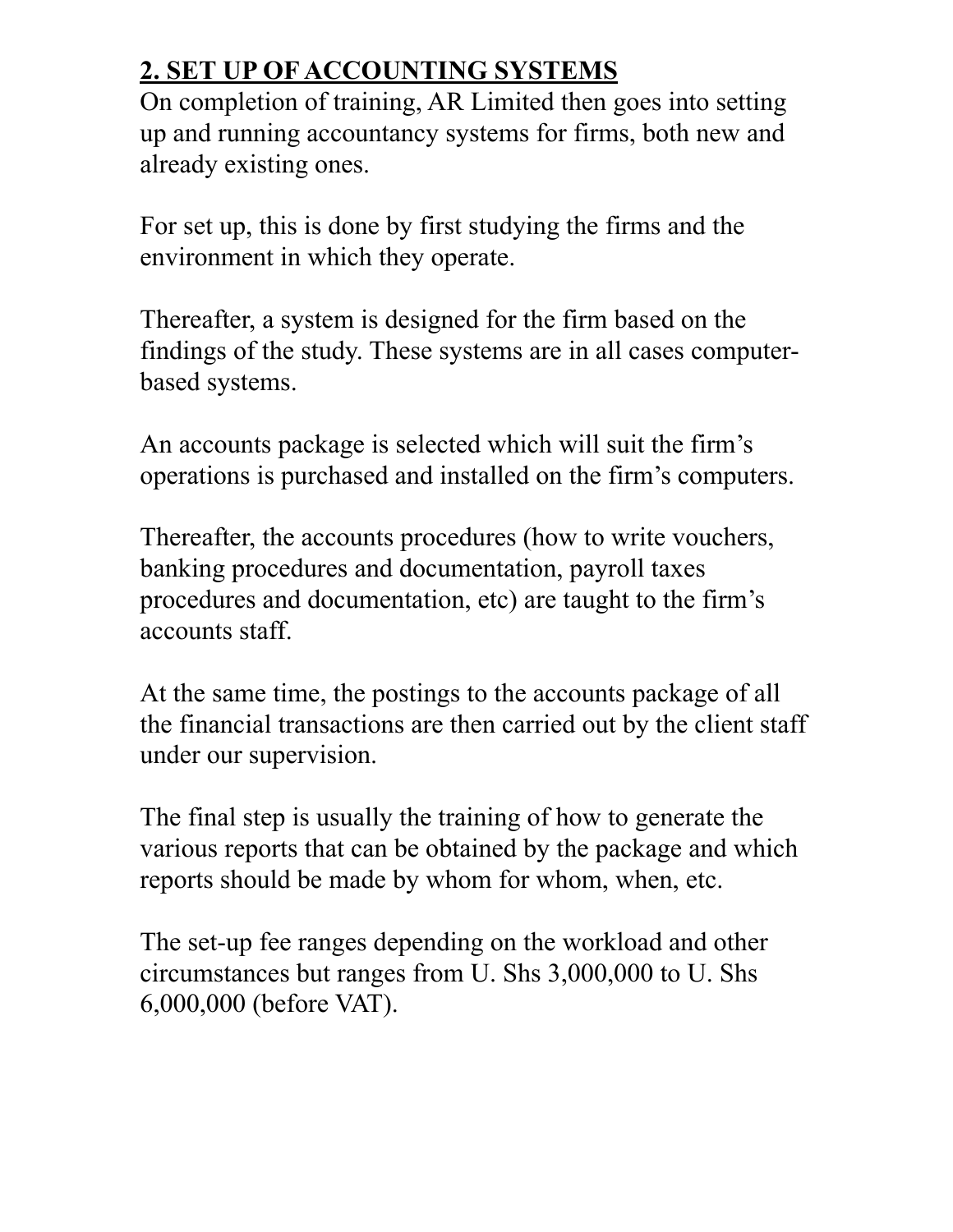## 2. SET UP OF ACCOUNTING SYSTEMS

On completion of training, AR Limited then goes into setting up and running accountancy systems for firms, both new and already existing ones.

For set up, this is done by first studying the firms and the environment in which they operate.

Thereafter, a system is designed for the firm based on the findings of the study. These systems are in all cases computer-based systems.

An accounts package is selected which will suit the firm's operations is purchased and installed on the firm's computers.

Thereafter, the accounts procedures (how to write vouchers, banking procedures and documentation, payroll taxes procedures and documentation, etc) are taught to the firm's accounts staff.

At the same time, the postings to the accounts package of all the financial transactions are then carried out by the client staff under our supervision.

The final step is usually the training of how to generate the various reports that can be obtained by the package and which reports should be made by whom for whom, when, etc.

The set-up fee ranges depending on the workload and other circumstances but ranges from U. Shs 3,000,000 to U. Shs 6,000,000 (before VAT).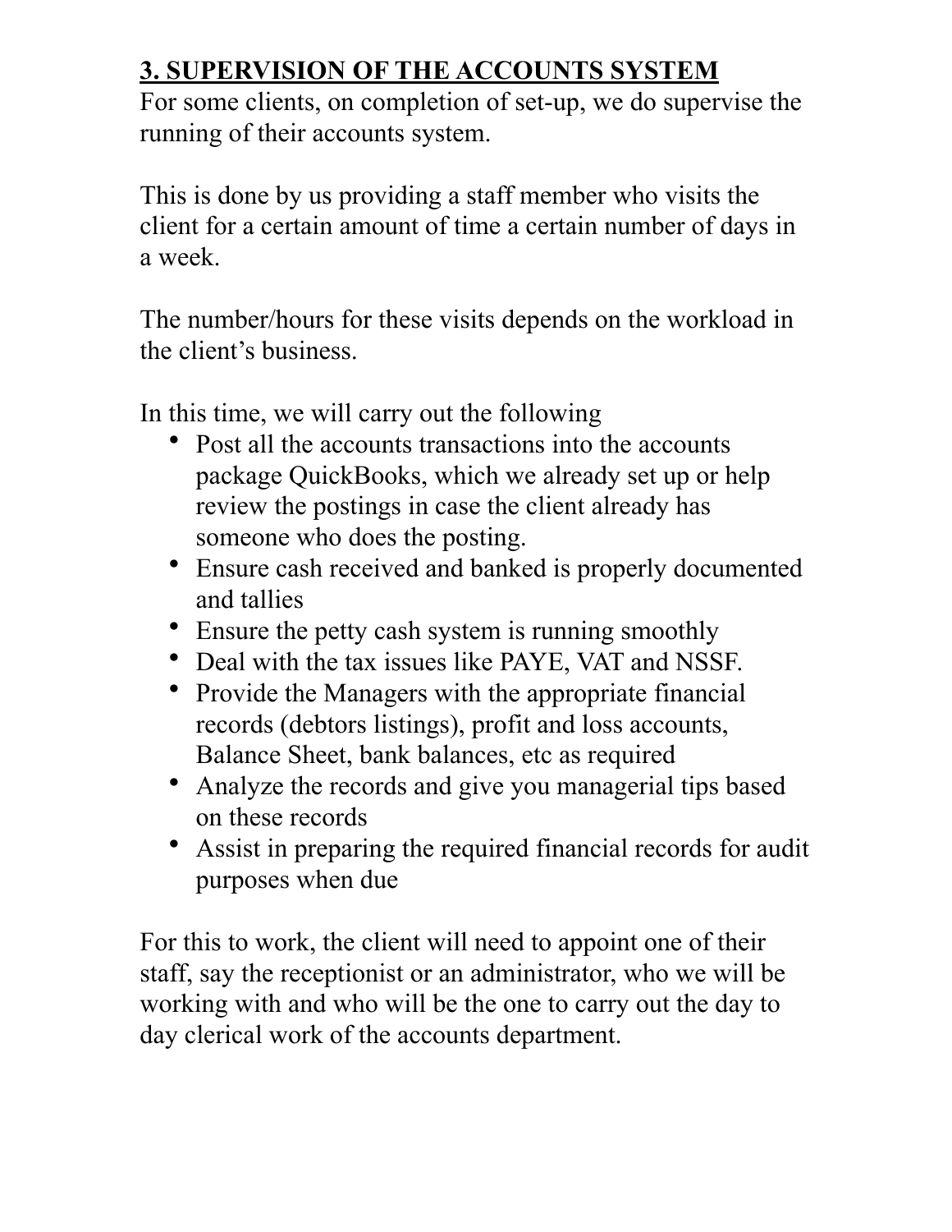## 3. SUPERVISION OF THE ACCOUNTS SYSTEM

For some clients, on completion of set-up, we do supervise the running of their accounts system.

This is done by us providing a staff member who visits the client for a certain amount of time a certain number of days in a week.

The number/hours for these visits depends on the workload in the client's business.

In this time, we will carry out the following

- Post all the accounts transactions into the accounts package QuickBooks, which we already set up or help review the postings in case the client already has someone who does the posting.
- Ensure cash received and banked is properly documented and tallies
- Ensure the petty cash system is running smoothly
- Deal with the tax issues like PAYE, VAT and NSSF.
- Provide the Managers with the appropriate financial records (debtors listings), profit and loss accounts, Balance Sheet, bank balances, etc as required
- Analyze the records and give you managerial tips based on these records
- Assist in preparing the required financial records for audit purposes when due

For this to work, the client will need to appoint one of their staff, say the receptionist or an administrator, who we will be working with and who will be the one to carry out the day to day clerical work of the accounts department.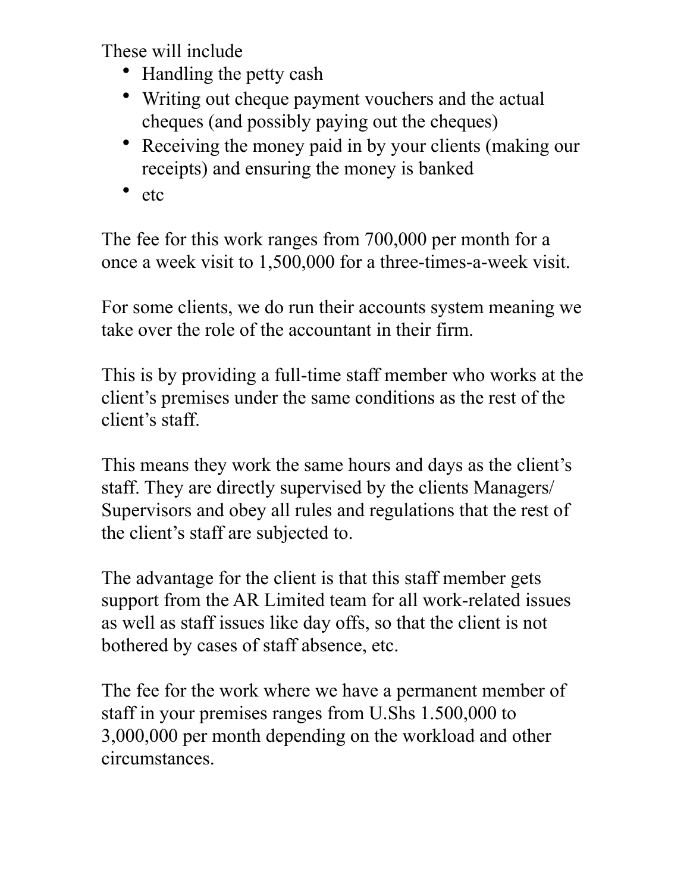These will include

- Handling the petty cash
- Writing out cheque payment vouchers and the actual cheques (and possibly paying out the cheques)
- Receiving the money paid in by your clients (making our receipts) and ensuring the money is banked
- etc

The fee for this work ranges from 700,000 per month for a once a week visit to 1,500,000 for a three-times-a-week visit.

For some clients, we do run their accounts system meaning we take over the role of the accountant in their firm.

This is by providing a full-time staff member who works at the client's premises under the same conditions as the rest of the client's staff.

This means they work the same hours and days as the client's staff. They are directly supervised by the clients Managers/ Supervisors and obey all rules and regulations that the rest of the client's staff are subjected to.

The advantage for the client is that this staff member gets support from the AR Limited team for all work-related issues as well as staff issues like day offs, so that the client is not bothered by cases of staff absence, etc.

The fee for the work where we have a permanent member of staff in your premises ranges from U.Shs 1.500,000 to 3,000,000 per month depending on the workload and other circumstances.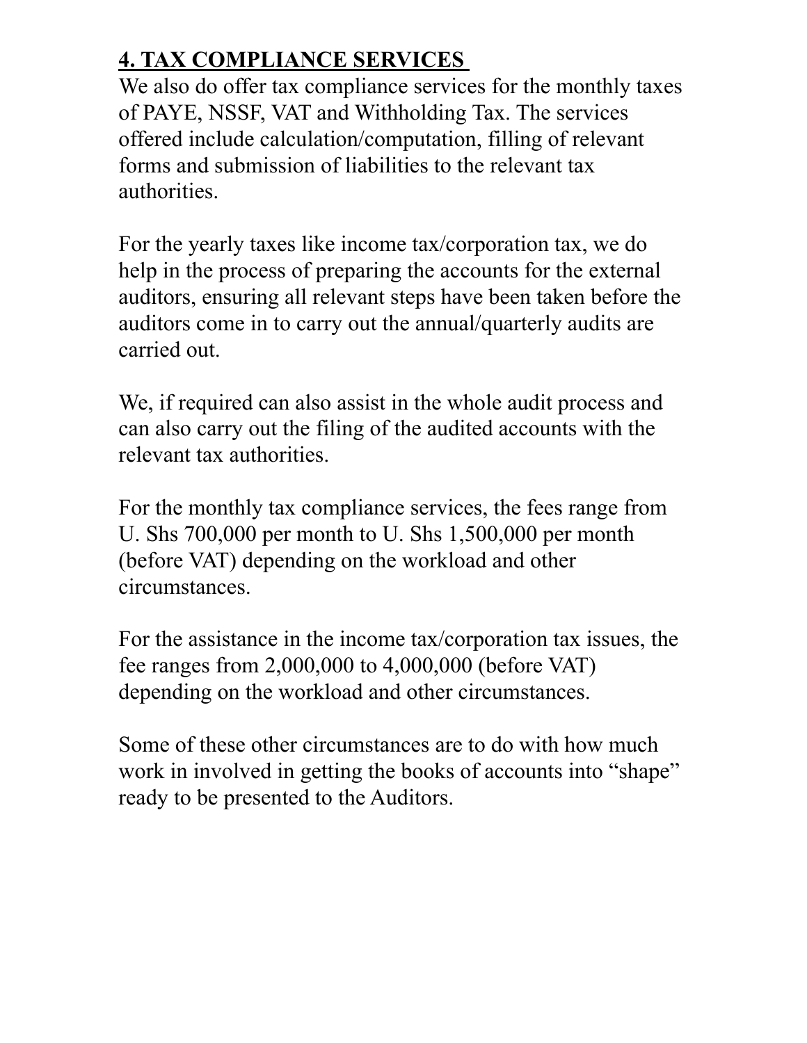## **4. TAX COMPLIANCE SERVICES**

We also do offer tax compliance services for the monthly taxes of PAYE, NSSF, VAT and Withholding Tax. The services offered include calculation/computation, filling of relevant forms and submission of liabilities to the relevant tax authorities.

For the yearly taxes like income tax/corporation tax, we do help in the process of preparing the accounts for the external auditors, ensuring all relevant steps have been taken before the auditors come in to carry out the annual/quarterly audits are carried out.

We, if required can also assist in the whole audit process and can also carry out the filing of the audited accounts with the relevant tax authorities.

For the monthly tax compliance services, the fees range from U. Shs 700,000 per month to U. Shs 1,500,000 per month (before VAT) depending on the workload and other circumstances.

For the assistance in the income tax/corporation tax issues, the fee ranges from 2,000,000 to 4,000,000 (before VAT) depending on the workload and other circumstances.

Some of these other circumstances are to do with how much work in involved in getting the books of accounts into "shape" ready to be presented to the Auditors.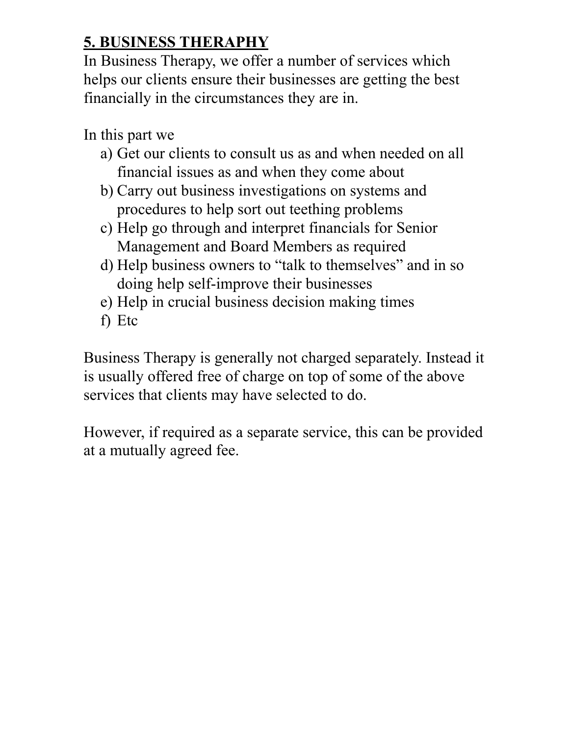## **5. BUSINESS THERAPHY**

In Business Therapy, we offer a number of services which helps our clients ensure their businesses are getting the best financially in the circumstances they are in.

In this part we

a) Get our clients to consult us as and when needed on all financial issues as and when they come about
b) Carry out business investigations on systems and procedures to help sort out teething problems
c) Help go through and interpret financials for Senior Management and Board Members as required
d) Help business owners to "talk to themselves" and in so doing help self-improve their businesses
e) Help in crucial business decision making times
f) Etc

Business Therapy is generally not charged separately. Instead it is usually offered free of charge on top of some of the above services that clients may have selected to do.

However, if required as a separate service, this can be provided at a mutually agreed fee.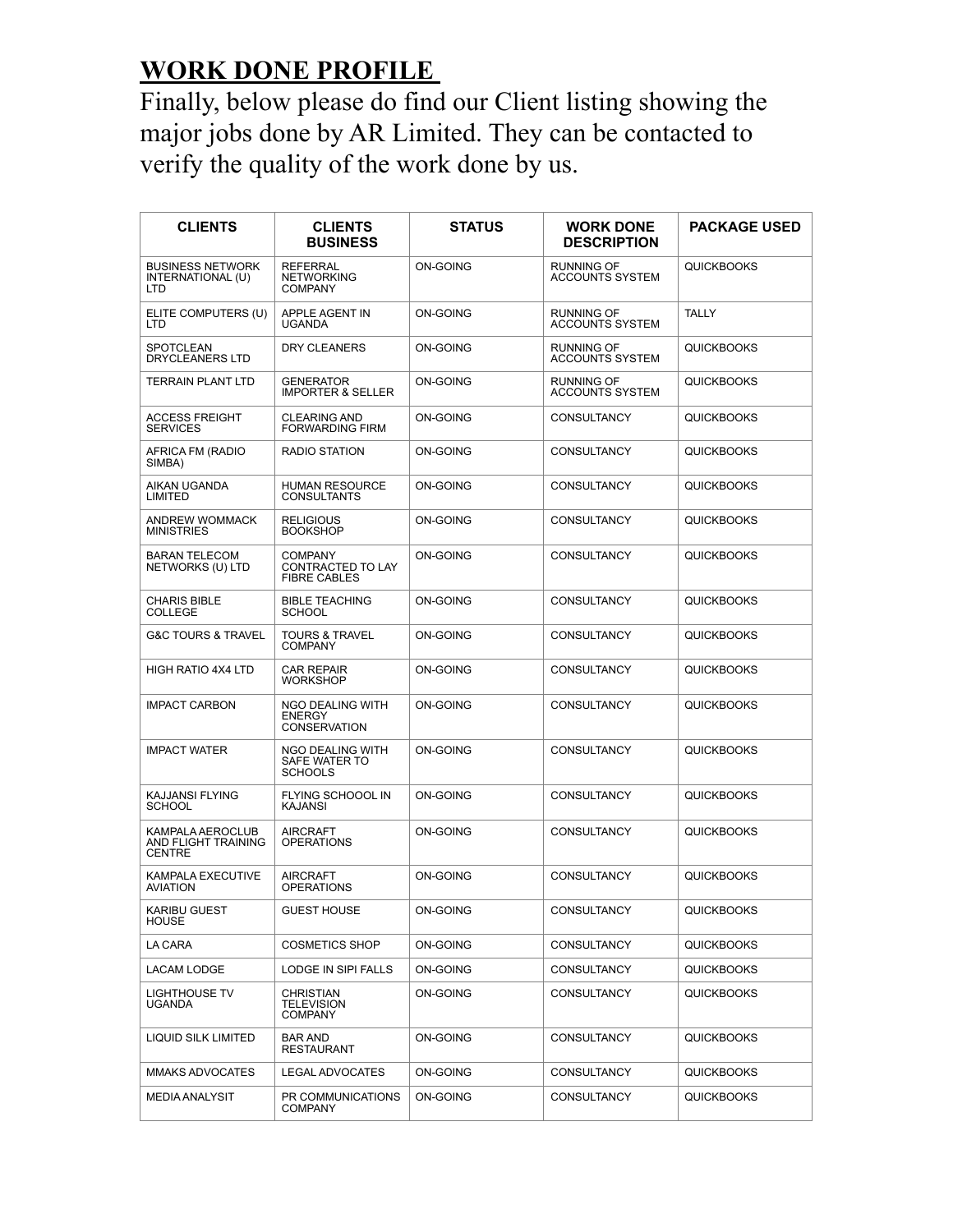## WORK DONE PROFILE

Finally, below please do find our Client listing showing the major jobs done by AR Limited. They can be contacted to verify the quality of the work done by us.

| CLIENTS | CLIENTS BUSINESS | STATUS | WORK DONE DESCRIPTION | PACKAGE USED |
|---|---|---|---|---|
| BUSINESS NETWORK INTERNATIONAL (U) LTD | REFERRAL NETWORKING COMPANY | ON-GOING | RUNNING OF ACCOUNTS SYSTEM | QUICKBOOKS |
| ELITE COMPUTERS (U) LTD | APPLE AGENT IN UGANDA | ON-GOING | RUNNING OF ACCOUNTS SYSTEM | TALLY |
| SPOTCLEAN DRYCLEANERS LTD | DRY CLEANERS | ON-GOING | RUNNING OF ACCOUNTS SYSTEM | QUICKBOOKS |
| TERRAIN PLANT LTD | GENERATOR IMPORTER & SELLER | ON-GOING | RUNNING OF ACCOUNTS SYSTEM | QUICKBOOKS |
| ACCESS FREIGHT SERVICES | CLEARING AND FORWARDING FIRM | ON-GOING | CONSULTANCY | QUICKBOOKS |
| AFRICA FM (RADIO SIMBA) | RADIO STATION | ON-GOING | CONSULTANCY | QUICKBOOKS |
| AIKAN UGANDA LIMITED | HUMAN RESOURCE CONSULTANTS | ON-GOING | CONSULTANCY | QUICKBOOKS |
| ANDREW WOMMACK MINISTRIES | RELIGIOUS BOOKSHOP | ON-GOING | CONSULTANCY | QUICKBOOKS |
| BARAN TELECOM NETWORKS (U) LTD | COMPANY CONTRACTED TO LAY FIBRE CABLES | ON-GOING | CONSULTANCY | QUICKBOOKS |
| CHARIS BIBLE COLLEGE | BIBLE TEACHING SCHOOL | ON-GOING | CONSULTANCY | QUICKBOOKS |
| G&C TOURS & TRAVEL | TOURS & TRAVEL COMPANY | ON-GOING | CONSULTANCY | QUICKBOOKS |
| HIGH RATIO 4X4 LTD | CAR REPAIR WORKSHOP | ON-GOING | CONSULTANCY | QUICKBOOKS |
| IMPACT CARBON | NGO DEALING WITH ENERGY CONSERVATION | ON-GOING | CONSULTANCY | QUICKBOOKS |
| IMPACT WATER | NGO DEALING WITH SAFE WATER TO SCHOOLS | ON-GOING | CONSULTANCY | QUICKBOOKS |
| KAJJANSI FLYING SCHOOL | FLYING SCHOOOL IN KAJANSI | ON-GOING | CONSULTANCY | QUICKBOOKS |
| KAMPALA AEROCLUB AND FLIGHT TRAINING CENTRE | AIRCRAFT OPERATIONS | ON-GOING | CONSULTANCY | QUICKBOOKS |
| KAMPALA EXECUTIVE AVIATION | AIRCRAFT OPERATIONS | ON-GOING | CONSULTANCY | QUICKBOOKS |
| KARIBU GUEST HOUSE | GUEST HOUSE | ON-GOING | CONSULTANCY | QUICKBOOKS |
| LA CARA | COSMETICS SHOP | ON-GOING | CONSULTANCY | QUICKBOOKS |
| LACAM LODGE | LODGE IN SIPI FALLS | ON-GOING | CONSULTANCY | QUICKBOOKS |
| LIGHTHOUSE TV UGANDA | CHRISTIAN TELEVISION COMPANY | ON-GOING | CONSULTANCY | QUICKBOOKS |
| LIQUID SILK LIMITED | BAR AND RESTAURANT | ON-GOING | CONSULTANCY | QUICKBOOKS |
| MMAKS ADVOCATES | LEGAL ADVOCATES | ON-GOING | CONSULTANCY | QUICKBOOKS |
| MEDIA ANALYSIT | PR COMMUNICATIONS COMPANY | ON-GOING | CONSULTANCY | QUICKBOOKS |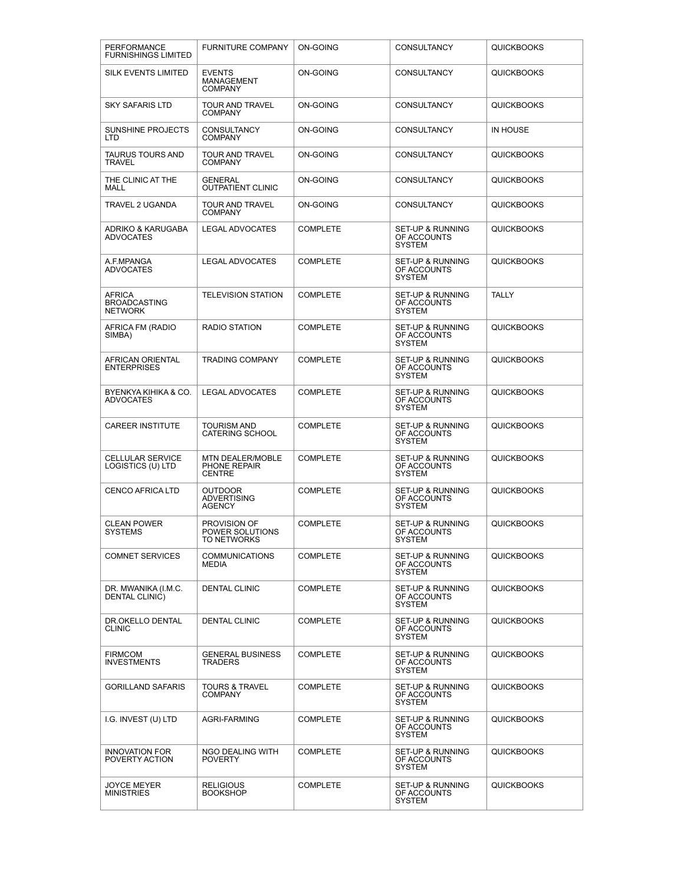| PERFORMANCE FURNISHINGS LIMITED | FURNITURE COMPANY | ON-GOING | CONSULTANCY | QUICKBOOKS |
|---|---|---|---|---|
| SILK EVENTS LIMITED | EVENTS MANAGEMENT COMPANY | ON-GOING | CONSULTANCY | QUICKBOOKS |
| SKY SAFARIS LTD | TOUR AND TRAVEL COMPANY | ON-GOING | CONSULTANCY | QUICKBOOKS |
| SUNSHINE PROJECTS LTD | CONSULTANCY COMPANY | ON-GOING | CONSULTANCY | IN HOUSE |
| TAURUS TOURS AND TRAVEL | TOUR AND TRAVEL COMPANY | ON-GOING | CONSULTANCY | QUICKBOOKS |
| THE CLINIC AT THE MALL | GENERAL OUTPATIENT CLINIC | ON-GOING | CONSULTANCY | QUICKBOOKS |
| TRAVEL 2 UGANDA | TOUR AND TRAVEL COMPANY | ON-GOING | CONSULTANCY | QUICKBOOKS |
| ADRIKO & KARUGABA ADVOCATES | LEGAL ADVOCATES | COMPLETE | SET-UP & RUNNING OF ACCOUNTS SYSTEM | QUICKBOOKS |
| A.F.MPANGA ADVOCATES | LEGAL ADVOCATES | COMPLETE | SET-UP & RUNNING OF ACCOUNTS SYSTEM | QUICKBOOKS |
| AFRICA BROADCASTING NETWORK | TELEVISION STATION | COMPLETE | SET-UP & RUNNING OF ACCOUNTS SYSTEM | TALLY |
| AFRICA FM (RADIO SIMBA) | RADIO STATION | COMPLETE | SET-UP & RUNNING OF ACCOUNTS SYSTEM | QUICKBOOKS |
| AFRICAN ORIENTAL ENTERPRISES | TRADING COMPANY | COMPLETE | SET-UP & RUNNING OF ACCOUNTS SYSTEM | QUICKBOOKS |
| BYENKYA KIHIKA & CO. ADVOCATES | LEGAL ADVOCATES | COMPLETE | SET-UP & RUNNING OF ACCOUNTS SYSTEM | QUICKBOOKS |
| CAREER INSTITUTE | TOURISM AND CATERING SCHOOL | COMPLETE | SET-UP & RUNNING OF ACCOUNTS SYSTEM | QUICKBOOKS |
| CELLULAR SERVICE LOGISTICS (U) LTD | MTN DEALER/MOBLE PHONE REPAIR CENTRE | COMPLETE | SET-UP & RUNNING OF ACCOUNTS SYSTEM | QUICKBOOKS |
| CENCO AFRICA LTD | OUTDOOR ADVERTISING AGENCY | COMPLETE | SET-UP & RUNNING OF ACCOUNTS SYSTEM | QUICKBOOKS |
| CLEAN POWER SYSTEMS | PROVISION OF POWER SOLUTIONS TO NETWORKS | COMPLETE | SET-UP & RUNNING OF ACCOUNTS SYSTEM | QUICKBOOKS |
| COMNET SERVICES | COMMUNICATIONS MEDIA | COMPLETE | SET-UP & RUNNING OF ACCOUNTS SYSTEM | QUICKBOOKS |
| DR. MWANIKA (I.M.C. DENTAL CLINIC) | DENTAL CLINIC | COMPLETE | SET-UP & RUNNING OF ACCOUNTS SYSTEM | QUICKBOOKS |
| DR.OKELLO DENTAL CLINIC | DENTAL CLINIC | COMPLETE | SET-UP & RUNNING OF ACCOUNTS SYSTEM | QUICKBOOKS |
| FIRMCOM INVESTMENTS | GENERAL BUSINESS TRADERS | COMPLETE | SET-UP & RUNNING OF ACCOUNTS SYSTEM | QUICKBOOKS |
| GORILLAND SAFARIS | TOURS & TRAVEL COMPANY | COMPLETE | SET-UP & RUNNING OF ACCOUNTS SYSTEM | QUICKBOOKS |
| I.G. INVEST (U) LTD | AGRI-FARMING | COMPLETE | SET-UP & RUNNING OF ACCOUNTS SYSTEM | QUICKBOOKS |
| INNOVATION FOR POVERTY ACTION | NGO DEALING WITH POVERTY | COMPLETE | SET-UP & RUNNING OF ACCOUNTS SYSTEM | QUICKBOOKS |
| JOYCE MEYER MINISTRIES | RELIGIOUS BOOKSHOP | COMPLETE | SET-UP & RUNNING OF ACCOUNTS SYSTEM | QUICKBOOKS |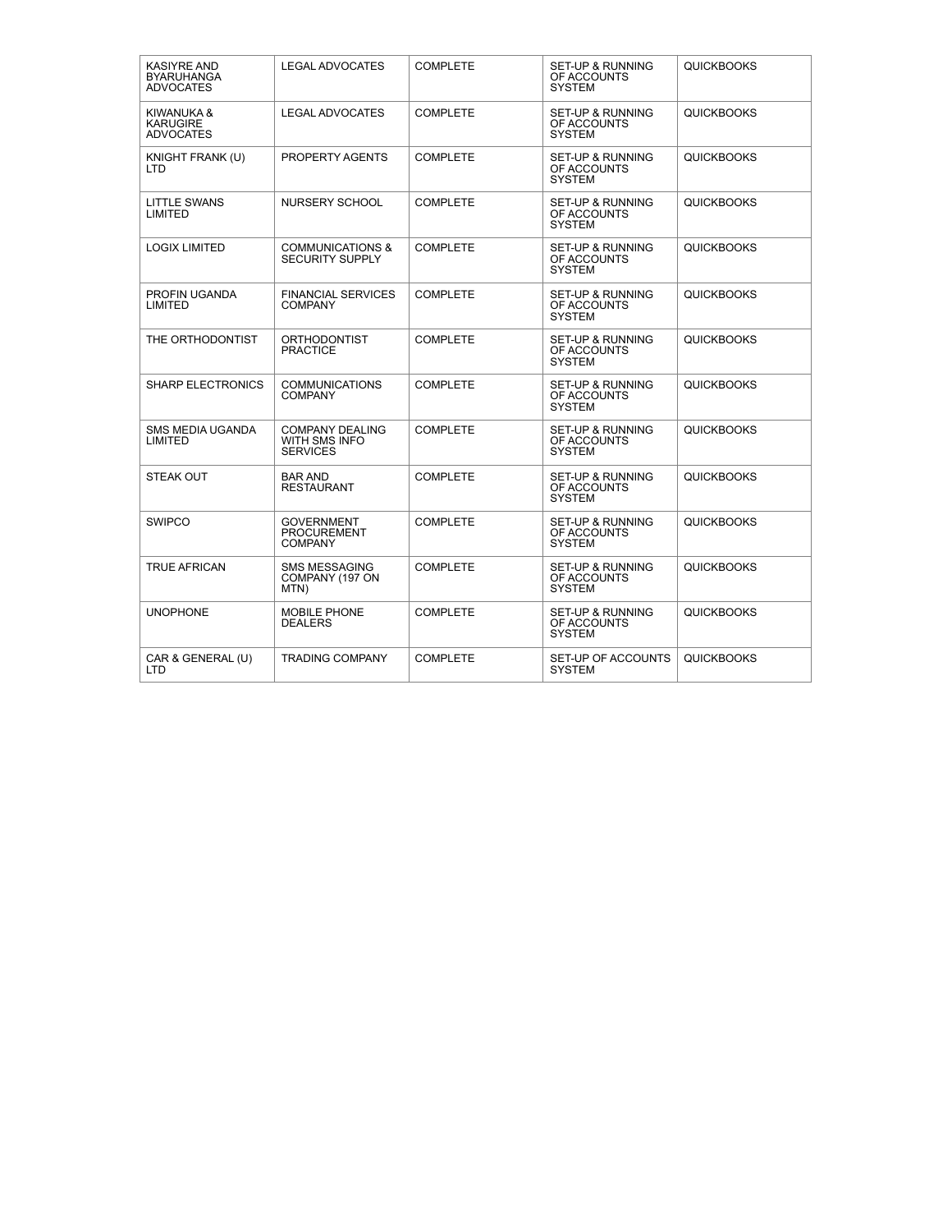| | | | | |
|---|---|---|---|---|
| KASIYRE AND BYARUHANGA ADVOCATES | LEGAL ADVOCATES | COMPLETE | SET-UP & RUNNING OF ACCOUNTS SYSTEM | QUICKBOOKS |
| KIWANUKA & KARUGIRE ADVOCATES | LEGAL ADVOCATES | COMPLETE | SET-UP & RUNNING OF ACCOUNTS SYSTEM | QUICKBOOKS |
| KNIGHT FRANK (U) LTD | PROPERTY AGENTS | COMPLETE | SET-UP & RUNNING OF ACCOUNTS SYSTEM | QUICKBOOKS |
| LITTLE SWANS LIMITED | NURSERY SCHOOL | COMPLETE | SET-UP & RUNNING OF ACCOUNTS SYSTEM | QUICKBOOKS |
| LOGIX LIMITED | COMMUNICATIONS & SECURITY SUPPLY | COMPLETE | SET-UP & RUNNING OF ACCOUNTS SYSTEM | QUICKBOOKS |
| PROFIN UGANDA LIMITED | FINANCIAL SERVICES COMPANY | COMPLETE | SET-UP & RUNNING OF ACCOUNTS SYSTEM | QUICKBOOKS |
| THE ORTHODONTIST | ORTHODONTIST PRACTICE | COMPLETE | SET-UP & RUNNING OF ACCOUNTS SYSTEM | QUICKBOOKS |
| SHARP ELECTRONICS | COMMUNICATIONS COMPANY | COMPLETE | SET-UP & RUNNING OF ACCOUNTS SYSTEM | QUICKBOOKS |
| SMS MEDIA UGANDA LIMITED | COMPANY DEALING WITH SMS INFO SERVICES | COMPLETE | SET-UP & RUNNING OF ACCOUNTS SYSTEM | QUICKBOOKS |
| STEAK OUT | BAR AND RESTAURANT | COMPLETE | SET-UP & RUNNING OF ACCOUNTS SYSTEM | QUICKBOOKS |
| SWIPCO | GOVERNMENT PROCUREMENT COMPANY | COMPLETE | SET-UP & RUNNING OF ACCOUNTS SYSTEM | QUICKBOOKS |
| TRUE AFRICAN | SMS MESSAGING COMPANY (197 ON MTN) | COMPLETE | SET-UP & RUNNING OF ACCOUNTS SYSTEM | QUICKBOOKS |
| UNOPHONE | MOBILE PHONE DEALERS | COMPLETE | SET-UP & RUNNING OF ACCOUNTS SYSTEM | QUICKBOOKS |
| CAR & GENERAL (U) LTD | TRADING COMPANY | COMPLETE | SET-UP OF ACCOUNTS SYSTEM | QUICKBOOKS |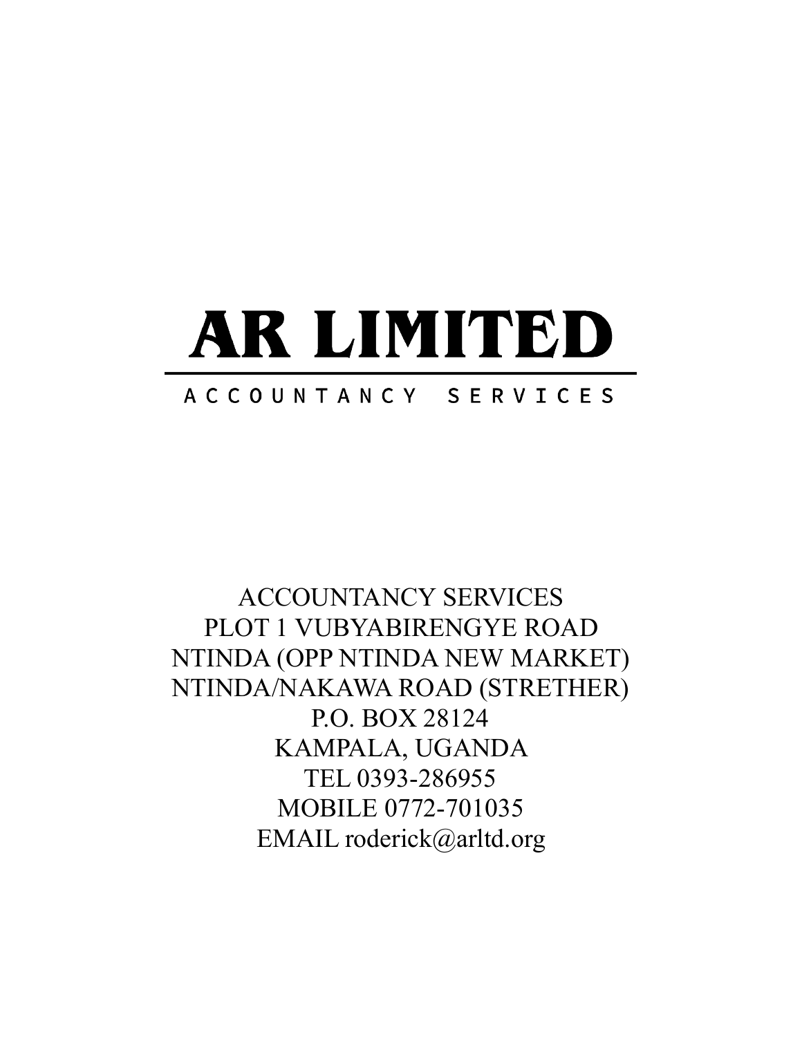# AR LIMITED

A C C O U N T A N C Y   S E R V I C E S

ACCOUNTANCY SERVICES
PLOT 1 VUBYABIRENGYE ROAD
NTINDA (OPP NTINDA NEW MARKET)
NTINDA/NAKAWA ROAD (STRETHER)
P.O. BOX 28124
KAMPALA, UGANDA
TEL 0393-286955
MOBILE 0772-701035
EMAIL roderick@arltd.org